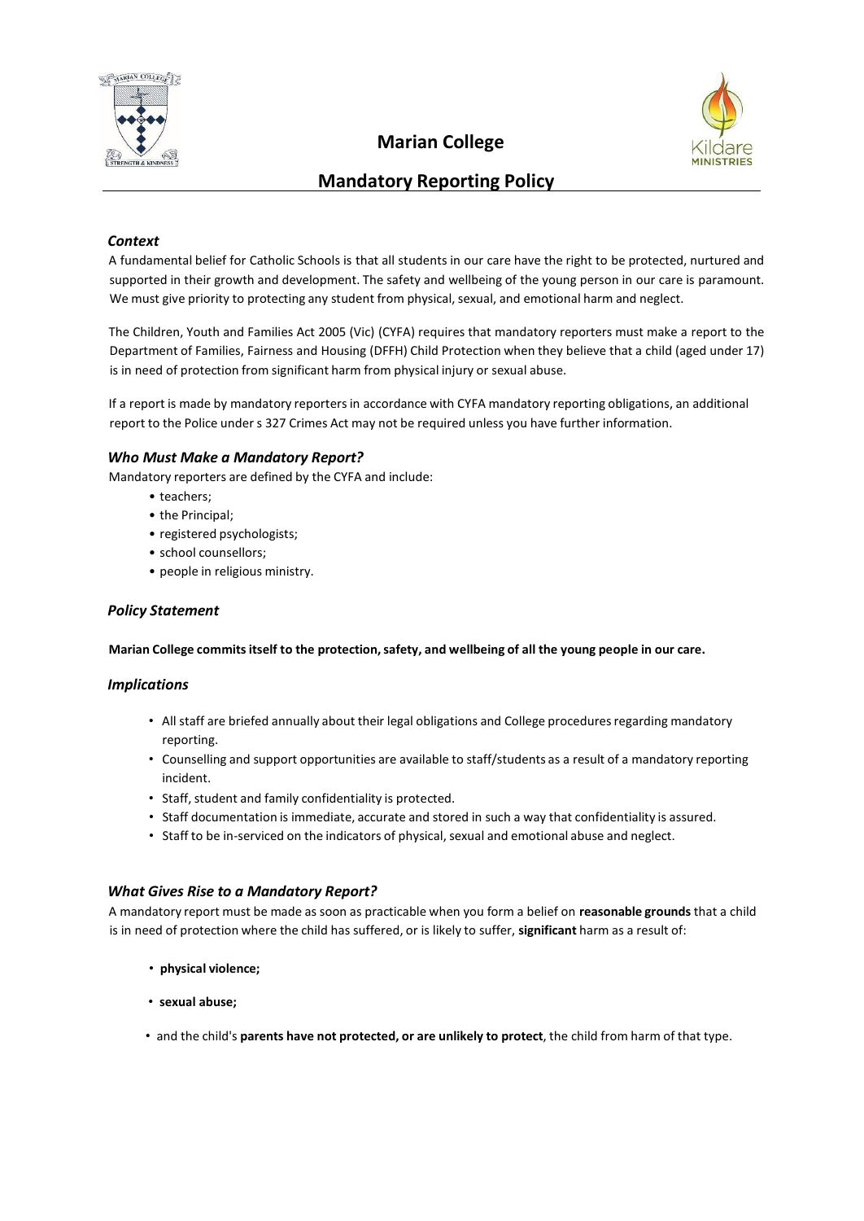# Marian College

## Mandatory Reporting Policy

### *Context*

A fundamental belief for Catholic Schools is that all students in our care have the right to be protected, nurtured and supported in their growth and development. The safety and wellbeing of the young person in our care is paramount. We must give priority to protecting any student from physical, sexual, and emotional harm and neglect.

The Children, Youth and Families Act 2005 (Vic) (CYFA) requires that mandatory reporters must make a report to the Department of Families, Fairness and Housing (DFFH) Child Protection when they believe that a child (aged under 17) is in need of protection from significant harm from physical injury or sexual abuse.

If a report is made by mandatory reporters in accordance with CYFA mandatory reporting obligations, an additional report to the Police under s 327 Crimes Act may not be required unless you have further information.

### *Who Must Make a Mandatory Report?*

Mandatory reporters are defined by the CYFA and include:

- teachers;
- the Principal;
- registered psychologists;
- school counsellors;
- people in religious ministry.

### *Policy Statement*

**Marian College commits itself to the protection, safety, and wellbeing of all the young people in our care.**

### *Implications*

- All staff are briefed annually about their legal obligations and College procedures regarding mandatory reporting.
- Counselling and support opportunities are available to staff/students as a result of a mandatory reporting incident.
- Staff, student and family confidentiality is protected.
- Staff documentation is immediate, accurate and stored in such a way that confidentiality is assured.
- Staff to be in-serviced on the indicators of physical, sexual and emotional abuse and neglect.

### *What Gives Rise to a Mandatory Report?*

A mandatory report must be made as soon as practicable when you form a belief on **reasonable grounds** that a child is in need of protection where the child has suffered, or is likely to suffer, **significant** harm as a result of:

- **physical violence;**
- **sexual abuse;**
- and the child's **parents have not protected, or are unlikely to protect**, the child from harm of that type.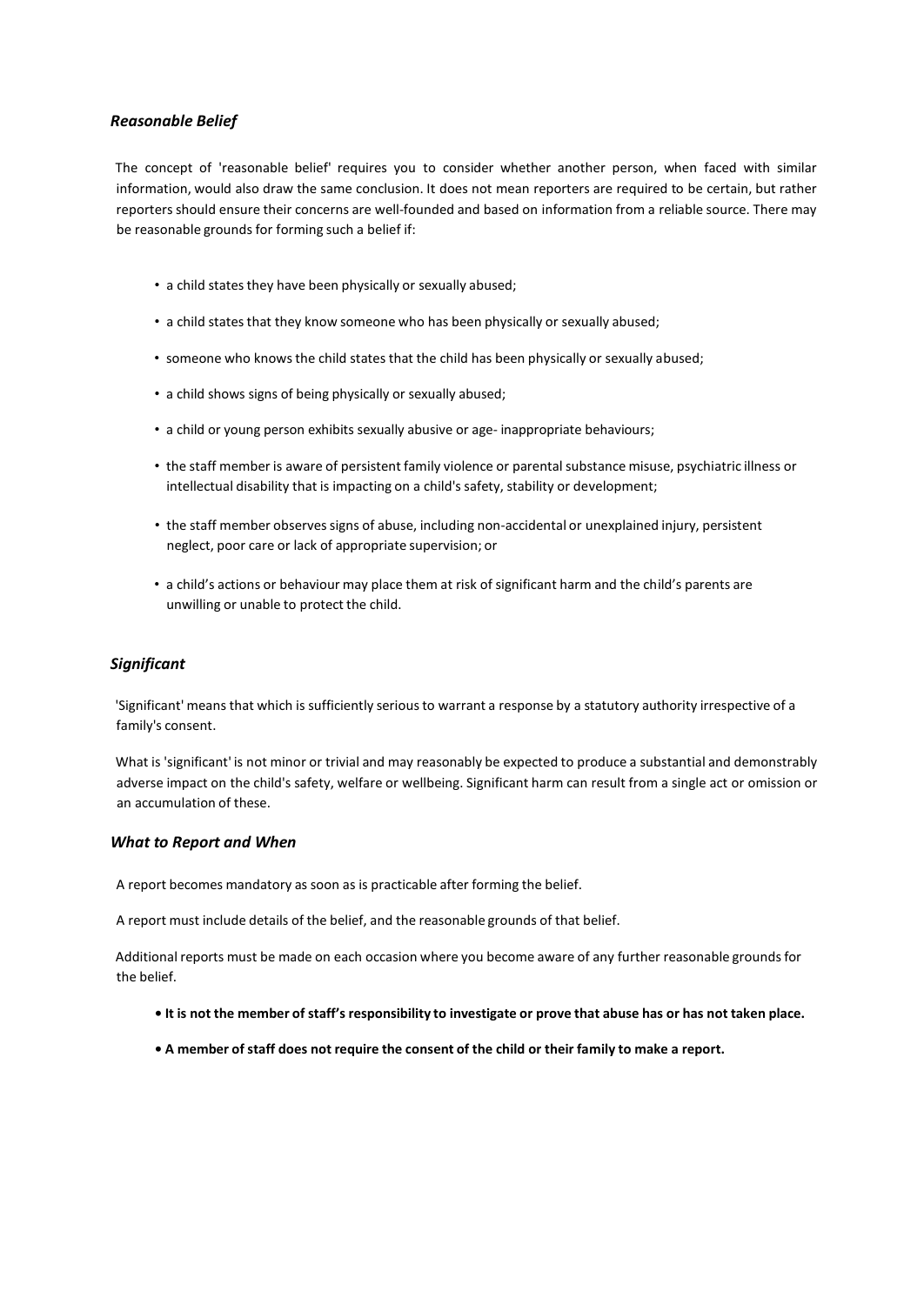### *Reasonable Belief*

The concept of 'reasonable belief' requires you to consider whether another person, when faced with similar information, would also draw the same conclusion. It does not mean reporters are required to be certain, but rather reporters should ensure their concerns are well-founded and based on information from a reliable source. There may be reasonable grounds for forming such a belief if:

- a child states they have been physically or sexually abused;
- a child states that they know someone who has been physically or sexually abused;
- someone who knows the child states that the child has been physically or sexually abused;
- a child shows signs of being physically or sexually abused;
- a child or young person exhibits sexually abusive or age- inappropriate behaviours;
- the staff member is aware of persistent family violence or parental substance misuse, psychiatric illness or intellectual disability that is impacting on a child's safety, stability or development;
- the staff member observes signs of abuse, including non-accidental or unexplained injury, persistent neglect, poor care or lack of appropriate supervision; or
- a child's actions or behaviour may place them at risk of significant harm and the child's parents are unwilling or unable to protect the child.

### *Significant*

'Significant' means that which is sufficiently serious to warrant a response by a statutory authority irrespective of a family's consent.

What is 'significant' is not minor or trivial and may reasonably be expected to produce a substantial and demonstrably adverse impact on the child's safety, welfare or wellbeing. Significant harm can result from a single act or omission or an accumulation of these.

### *What to Report and When*

A report becomes mandatory as soon as is practicable after forming the belief.

A report must include details of the belief, and the reasonable grounds of that belief.

Additional reports must be made on each occasion where you become aware of any further reasonable grounds for the belief.

- **It is not the member of staff's responsibility to investigate or prove that abuse has or has not taken place.**
- **A member of staff does not require the consent of the child or their family to make a report.**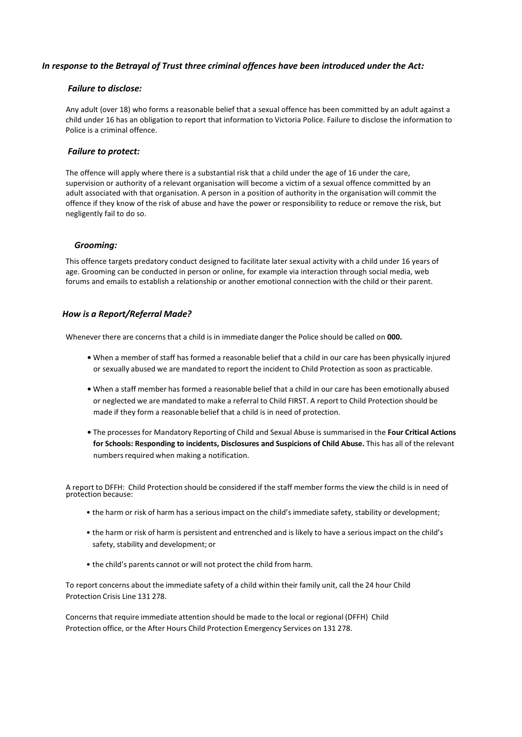### *In response to the Betrayal of Trust three criminal offences have been introduced under the Act:*

#### *Failure to disclose:*

Any adult (over 18) who forms a reasonable belief that a sexual offence has been committed by an adult against a child under 16 has an obligation to report that information to Victoria Police. Failure to disclose the information to Police is a criminal offence.

#### *Failure to protect:*

The offence will apply where there is a substantial risk that a child under the age of 16 under the care, supervision or authority of a relevant organisation will become a victim of a sexual offence committed by an adult associated with that organisation. A person in a position of authority in the organisation will commit the offence if they know of the risk of abuse and have the power or responsibility to reduce or remove the risk, but negligently fail to do so.

#### *Grooming:*

This offence targets predatory conduct designed to facilitate later sexual activity with a child under 16 years of age. Grooming can be conducted in person or online, for example via interaction through social media, web forums and emails to establish a relationship or another emotional connection with the child or their parent.

### *How is a Report/Referral Made?*

Whenever there are concerns that a child is in immediate danger the Police should be called on **000.**

- When a member of staff has formed a reasonable belief that a child in our care has been physically injured or sexually abused we are mandated to report the incident to Child Protection as soon as practicable.
- When a staff member has formed a reasonable belief that a child in our care has been emotionally abused or neglected we are mandated to make a referral to Child FIRST. A report to Child Protection should be made if they form a reasonable belief that a child is in need of protection.
- The processes for Mandatory Reporting of Child and Sexual Abuse is summarised in the **Four Critical Actions for Schools: Responding to incidents, Disclosures and Suspicions of Child Abuse.** This has all of the relevant numbers required when making a notification.

A report to DFFH: Child Protection should be considered if the staff member forms the view the child is in need of protection because:

- the harm or risk of harm has a serious impact on the child's immediate safety, stability or development;
- the harm or risk of harm is persistent and entrenched and is likely to have a serious impact on the child's safety, stability and development; or
- the child's parents cannot or will not protect the child from harm.

To report concerns about the immediate safety of a child within their family unit, call the 24 hour Child Protection Crisis Line 131 278.

Concerns that require immediate attention should be made to the local or regional (DFFH) Child Protection office, or the After Hours Child Protection Emergency Services on 131 278.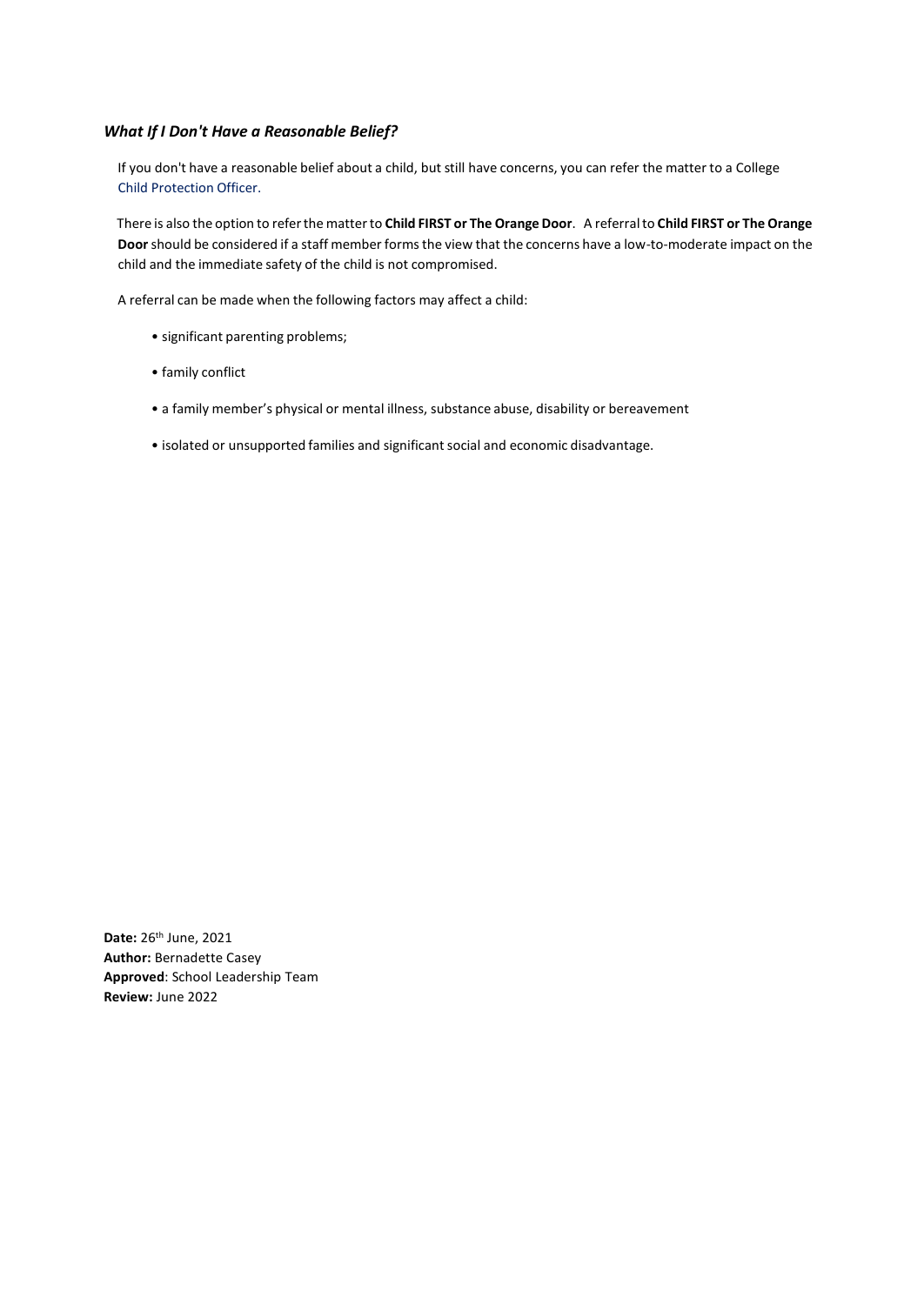### *What If I Don't Have a Reasonable Belief?*

If you don't have a reasonable belief about a child, but still have concerns, you can refer the matter to a College Child Protection Officer.

There is also the option to refer the matter to **Child FIRST or The Orange Door**. A referral to **Child FIRST or The Orange Door** should be considered if a staff member forms the view that the concerns have a low-to-moderate impact on the child and the immediate safety of the child is not compromised.

A referral can be made when the following factors may affect a child:

- significant parenting problems;
- family conflict
- a family member's physical or mental illness, substance abuse, disability or bereavement
- isolated or unsupported families and significant social and economic disadvantage.

**Date:** 26th June, 2021
**Author:** Bernadette Casey
**Approved**: School Leadership Team
**Review:** June 2022